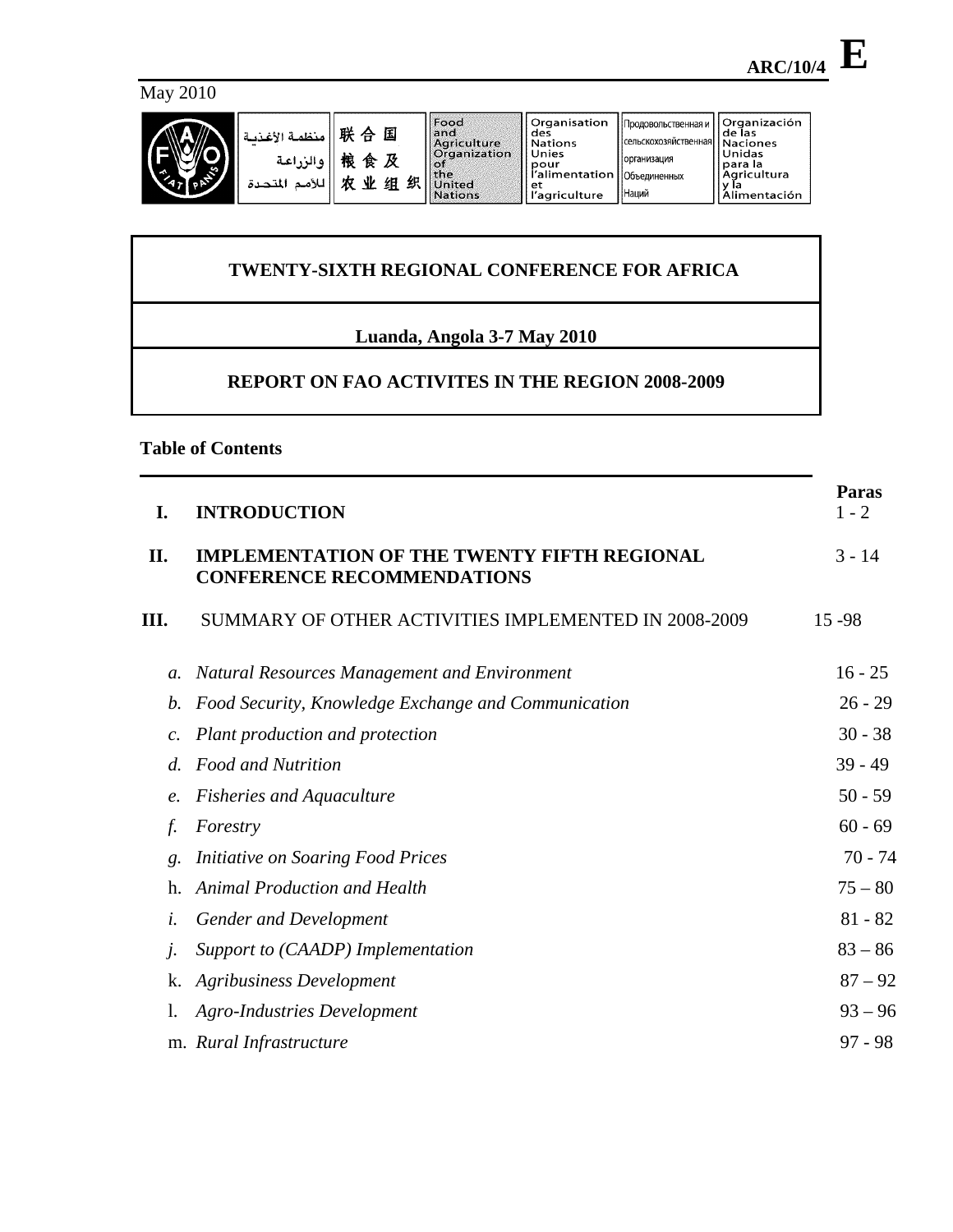**ARC/10/4** **E**

May 2010

| منظمة الأغذية والزراعة للأمم المتحدة | 联合国粮食及农业组织 | Food and Agriculture Organization of the United Nations | Organisation des Nations Unies pour l'alimentation et l'agriculture | Продовольственная и сельскохозяйственная организация Объединенных Наций | Organización de las Naciones Unidas para la Agricultura y la Alimentación |
|---|---|---|---|---|---|

# TWENTY-SIXTH REGIONAL CONFERENCE FOR AFRICA

## Luanda, Angola 3-7 May 2010

## REPORT ON FAO ACTIVITES IN THE REGION 2008-2009

**Table of Contents**

| | | **Paras** |
|---|---|---|
| **I.** | **INTRODUCTION** | 1 - 2 |
| **II.** | **IMPLEMENTATION OF THE TWENTY FIFTH REGIONAL CONFERENCE RECOMMENDATIONS** | 3 - 14 |
| **III.** | SUMMARY OF OTHER ACTIVITIES IMPLEMENTED IN 2008-2009 | 15 -98 |
| *a.* | *Natural Resources Management and Environment* | 16 - 25 |
| *b.* | *Food Security, Knowledge Exchange and Communication* | 26 - 29 |
| *c.* | *Plant production and protection* | 30 - 38 |
| *d.* | *Food and Nutrition* | 39 - 49 |
| *e.* | *Fisheries and Aquaculture* | 50 - 59 |
| *f.* | *Forestry* | 60 - 69 |
| *g.* | *Initiative on Soaring Food Prices* | 70 - 74 |
| h. | *Animal Production and Health* | 75 – 80 |
| *i.* | *Gender and Development* | 81 - 82 |
| *j.* | *Support to (CAADP) Implementation* | 83 – 86 |
| k. | *Agribusiness Development* | 87 – 92 |
| l. | *Agro-Industries Development* | 93 – 96 |
| m. | *Rural Infrastructure* | 97 - 98 |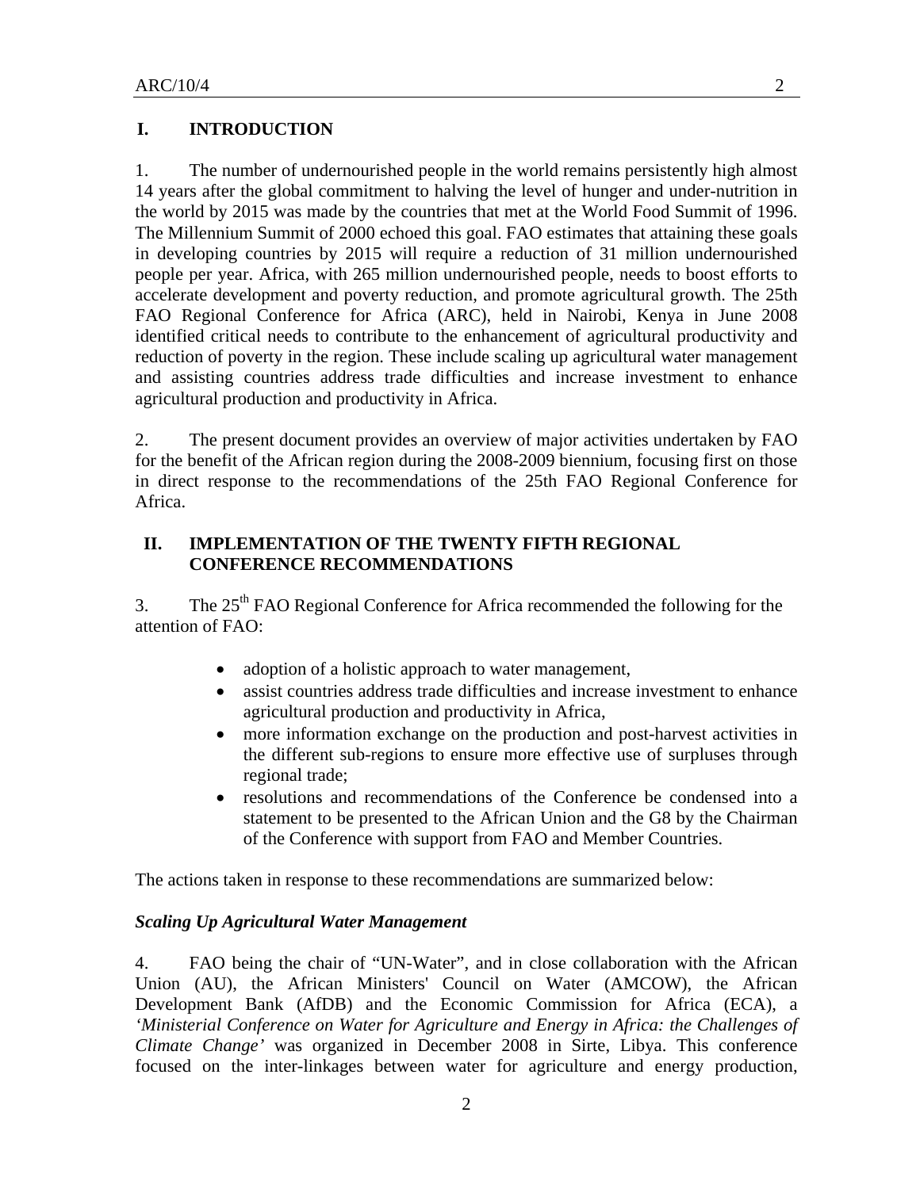## I. INTRODUCTION

1. The number of undernourished people in the world remains persistently high almost 14 years after the global commitment to halving the level of hunger and under-nutrition in the world by 2015 was made by the countries that met at the World Food Summit of 1996. The Millennium Summit of 2000 echoed this goal. FAO estimates that attaining these goals in developing countries by 2015 will require a reduction of 31 million undernourished people per year. Africa, with 265 million undernourished people, needs to boost efforts to accelerate development and poverty reduction, and promote agricultural growth. The 25th FAO Regional Conference for Africa (ARC), held in Nairobi, Kenya in June 2008 identified critical needs to contribute to the enhancement of agricultural productivity and reduction of poverty in the region. These include scaling up agricultural water management and assisting countries address trade difficulties and increase investment to enhance agricultural production and productivity in Africa.

2. The present document provides an overview of major activities undertaken by FAO for the benefit of the African region during the 2008-2009 biennium, focusing first on those in direct response to the recommendations of the 25th FAO Regional Conference for Africa.

## II. IMPLEMENTATION OF THE TWENTY FIFTH REGIONAL CONFERENCE RECOMMENDATIONS

3. The 25th FAO Regional Conference for Africa recommended the following for the attention of FAO:

- adoption of a holistic approach to water management,
- assist countries address trade difficulties and increase investment to enhance agricultural production and productivity in Africa,
- more information exchange on the production and post-harvest activities in the different sub-regions to ensure more effective use of surpluses through regional trade;
- resolutions and recommendations of the Conference be condensed into a statement to be presented to the African Union and the G8 by the Chairman of the Conference with support from FAO and Member Countries.

The actions taken in response to these recommendations are summarized below:

### *Scaling Up Agricultural Water Management*

4. FAO being the chair of "UN-Water", and in close collaboration with the African Union (AU), the African Ministers' Council on Water (AMCOW), the African Development Bank (AfDB) and the Economic Commission for Africa (ECA), a *'Ministerial Conference on Water for Agriculture and Energy in Africa: the Challenges of Climate Change'* was organized in December 2008 in Sirte, Libya. This conference focused on the inter-linkages between water for agriculture and energy production,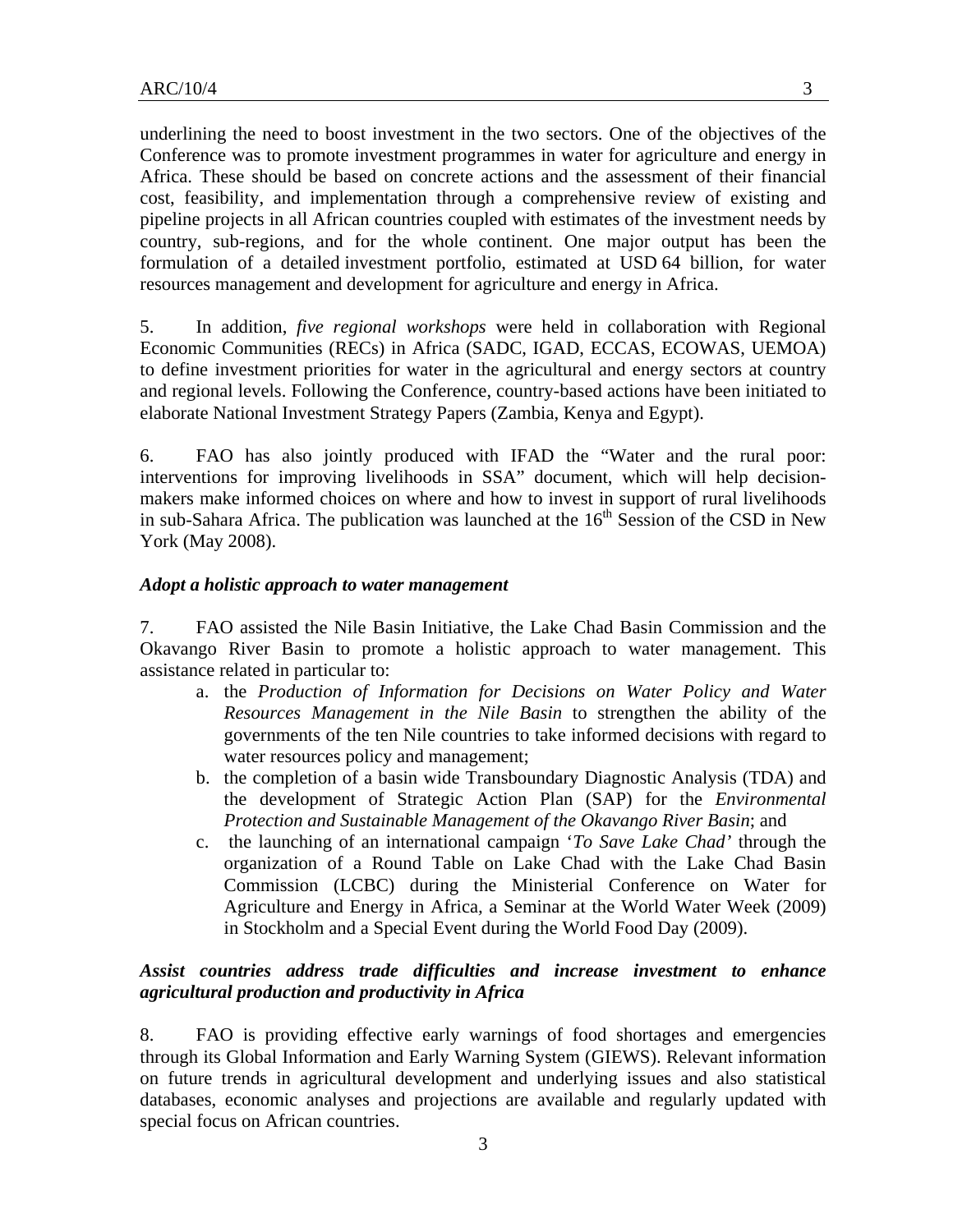underlining the need to boost investment in the two sectors. One of the objectives of the Conference was to promote investment programmes in water for agriculture and energy in Africa. These should be based on concrete actions and the assessment of their financial cost, feasibility, and implementation through a comprehensive review of existing and pipeline projects in all African countries coupled with estimates of the investment needs by country, sub-regions, and for the whole continent. One major output has been the formulation of a detailed investment portfolio, estimated at USD 64 billion, for water resources management and development for agriculture and energy in Africa.

5. In addition, *five regional workshops* were held in collaboration with Regional Economic Communities (RECs) in Africa (SADC, IGAD, ECCAS, ECOWAS, UEMOA) to define investment priorities for water in the agricultural and energy sectors at country and regional levels. Following the Conference, country-based actions have been initiated to elaborate National Investment Strategy Papers (Zambia, Kenya and Egypt).

6. FAO has also jointly produced with IFAD the "Water and the rural poor: interventions for improving livelihoods in SSA" document, which will help decision-makers make informed choices on where and how to invest in support of rural livelihoods in sub-Sahara Africa. The publication was launched at the 16th Session of the CSD in New York (May 2008).

***Adopt a holistic approach to water management***

7. FAO assisted the Nile Basin Initiative, the Lake Chad Basin Commission and the Okavango River Basin to promote a holistic approach to water management. This assistance related in particular to:

a. the *Production of Information for Decisions on Water Policy and Water Resources Management in the Nile Basin* to strengthen the ability of the governments of the ten Nile countries to take informed decisions with regard to water resources policy and management;
b. the completion of a basin wide Transboundary Diagnostic Analysis (TDA) and the development of Strategic Action Plan (SAP) for the *Environmental Protection and Sustainable Management of the Okavango River Basin*; and
c. the launching of an international campaign '*To Save Lake Chad'* through the organization of a Round Table on Lake Chad with the Lake Chad Basin Commission (LCBC) during the Ministerial Conference on Water for Agriculture and Energy in Africa, a Seminar at the World Water Week (2009) in Stockholm and a Special Event during the World Food Day (2009).

***Assist countries address trade difficulties and increase investment to enhance agricultural production and productivity in Africa***

8. FAO is providing effective early warnings of food shortages and emergencies through its Global Information and Early Warning System (GIEWS). Relevant information on future trends in agricultural development and underlying issues and also statistical databases, economic analyses and projections are available and regularly updated with special focus on African countries.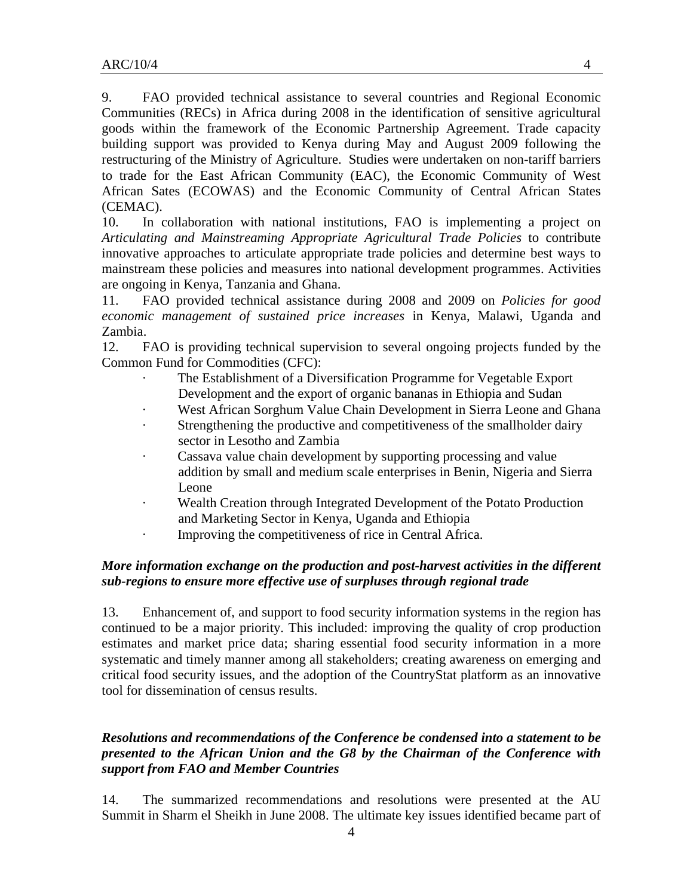9. FAO provided technical assistance to several countries and Regional Economic Communities (RECs) in Africa during 2008 in the identification of sensitive agricultural goods within the framework of the Economic Partnership Agreement. Trade capacity building support was provided to Kenya during May and August 2009 following the restructuring of the Ministry of Agriculture. Studies were undertaken on non-tariff barriers to trade for the East African Community (EAC), the Economic Community of West African Sates (ECOWAS) and the Economic Community of Central African States (CEMAC).

10. In collaboration with national institutions, FAO is implementing a project on *Articulating and Mainstreaming Appropriate Agricultural Trade Policies* to contribute innovative approaches to articulate appropriate trade policies and determine best ways to mainstream these policies and measures into national development programmes. Activities are ongoing in Kenya, Tanzania and Ghana.

11. FAO provided technical assistance during 2008 and 2009 on *Policies for good economic management of sustained price increases* in Kenya, Malawi, Uganda and Zambia.

12. FAO is providing technical supervision to several ongoing projects funded by the Common Fund for Commodities (CFC):

- The Establishment of a Diversification Programme for Vegetable Export Development and the export of organic bananas in Ethiopia and Sudan
- West African Sorghum Value Chain Development in Sierra Leone and Ghana
- Strengthening the productive and competitiveness of the smallholder dairy sector in Lesotho and Zambia
- Cassava value chain development by supporting processing and value addition by small and medium scale enterprises in Benin, Nigeria and Sierra Leone
- Wealth Creation through Integrated Development of the Potato Production and Marketing Sector in Kenya, Uganda and Ethiopia
- Improving the competitiveness of rice in Central Africa.

***More information exchange on the production and post-harvest activities in the different sub-regions to ensure more effective use of surpluses through regional trade***

13. Enhancement of, and support to food security information systems in the region has continued to be a major priority. This included: improving the quality of crop production estimates and market price data; sharing essential food security information in a more systematic and timely manner among all stakeholders; creating awareness on emerging and critical food security issues, and the adoption of the CountryStat platform as an innovative tool for dissemination of census results.

***Resolutions and recommendations of the Conference be condensed into a statement to be presented to the African Union and the G8 by the Chairman of the Conference with support from FAO and Member Countries***

14. The summarized recommendations and resolutions were presented at the AU Summit in Sharm el Sheikh in June 2008. The ultimate key issues identified became part of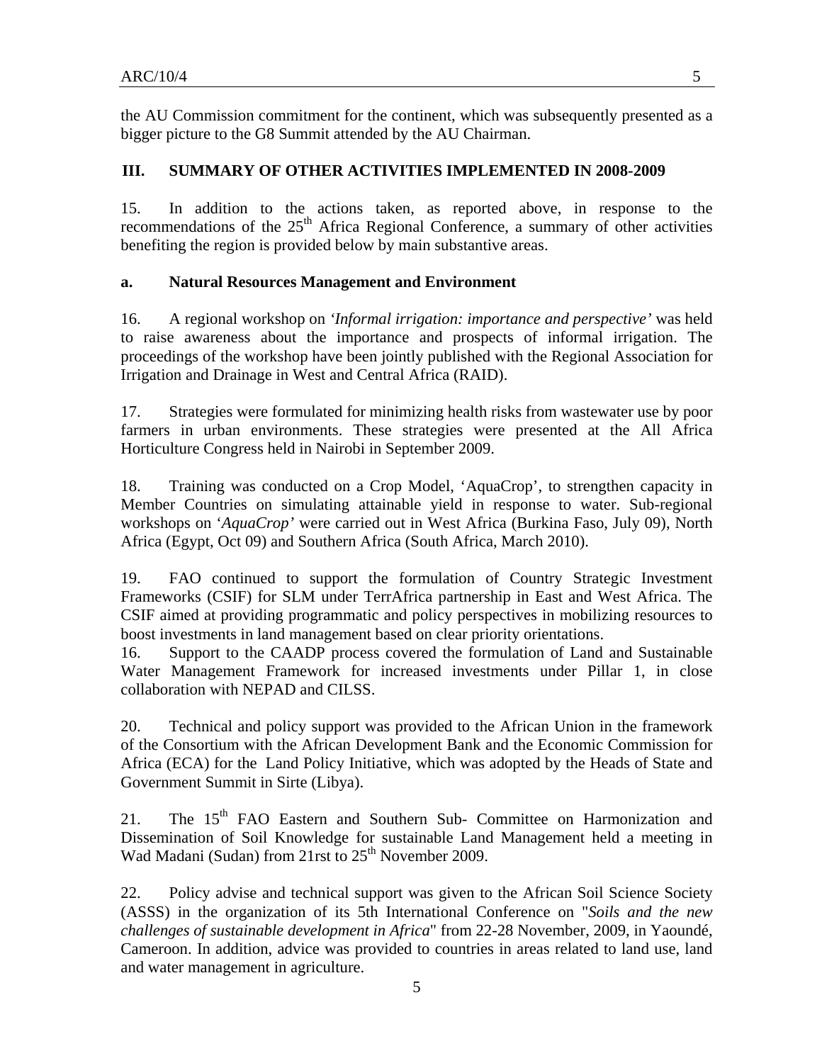the AU Commission commitment for the continent, which was subsequently presented as a bigger picture to the G8 Summit attended by the AU Chairman.

## III. SUMMARY OF OTHER ACTIVITIES IMPLEMENTED IN 2008-2009

15. In addition to the actions taken, as reported above, in response to the recommendations of the 25th Africa Regional Conference, a summary of other activities benefiting the region is provided below by main substantive areas.

### a. Natural Resources Management and Environment

16. A regional workshop on *'Informal irrigation: importance and perspective'* was held to raise awareness about the importance and prospects of informal irrigation. The proceedings of the workshop have been jointly published with the Regional Association for Irrigation and Drainage in West and Central Africa (RAID).

17. Strategies were formulated for minimizing health risks from wastewater use by poor farmers in urban environments. These strategies were presented at the All Africa Horticulture Congress held in Nairobi in September 2009.

18. Training was conducted on a Crop Model, 'AquaCrop', to strengthen capacity in Member Countries on simulating attainable yield in response to water. Sub-regional workshops on '*AquaCrop'* were carried out in West Africa (Burkina Faso, July 09), North Africa (Egypt, Oct 09) and Southern Africa (South Africa, March 2010).

19. FAO continued to support the formulation of Country Strategic Investment Frameworks (CSIF) for SLM under TerrAfrica partnership in East and West Africa. The CSIF aimed at providing programmatic and policy perspectives in mobilizing resources to boost investments in land management based on clear priority orientations.

16. Support to the CAADP process covered the formulation of Land and Sustainable Water Management Framework for increased investments under Pillar 1, in close collaboration with NEPAD and CILSS.

20. Technical and policy support was provided to the African Union in the framework of the Consortium with the African Development Bank and the Economic Commission for Africa (ECA) for the Land Policy Initiative, which was adopted by the Heads of State and Government Summit in Sirte (Libya).

21. The 15th FAO Eastern and Southern Sub- Committee on Harmonization and Dissemination of Soil Knowledge for sustainable Land Management held a meeting in Wad Madani (Sudan) from 21rst to 25th November 2009.

22. Policy advise and technical support was given to the African Soil Science Society (ASSS) in the organization of its 5th International Conference on "*Soils and the new challenges of sustainable development in Africa*" from 22-28 November, 2009, in Yaoundé, Cameroon. In addition, advice was provided to countries in areas related to land use, land and water management in agriculture.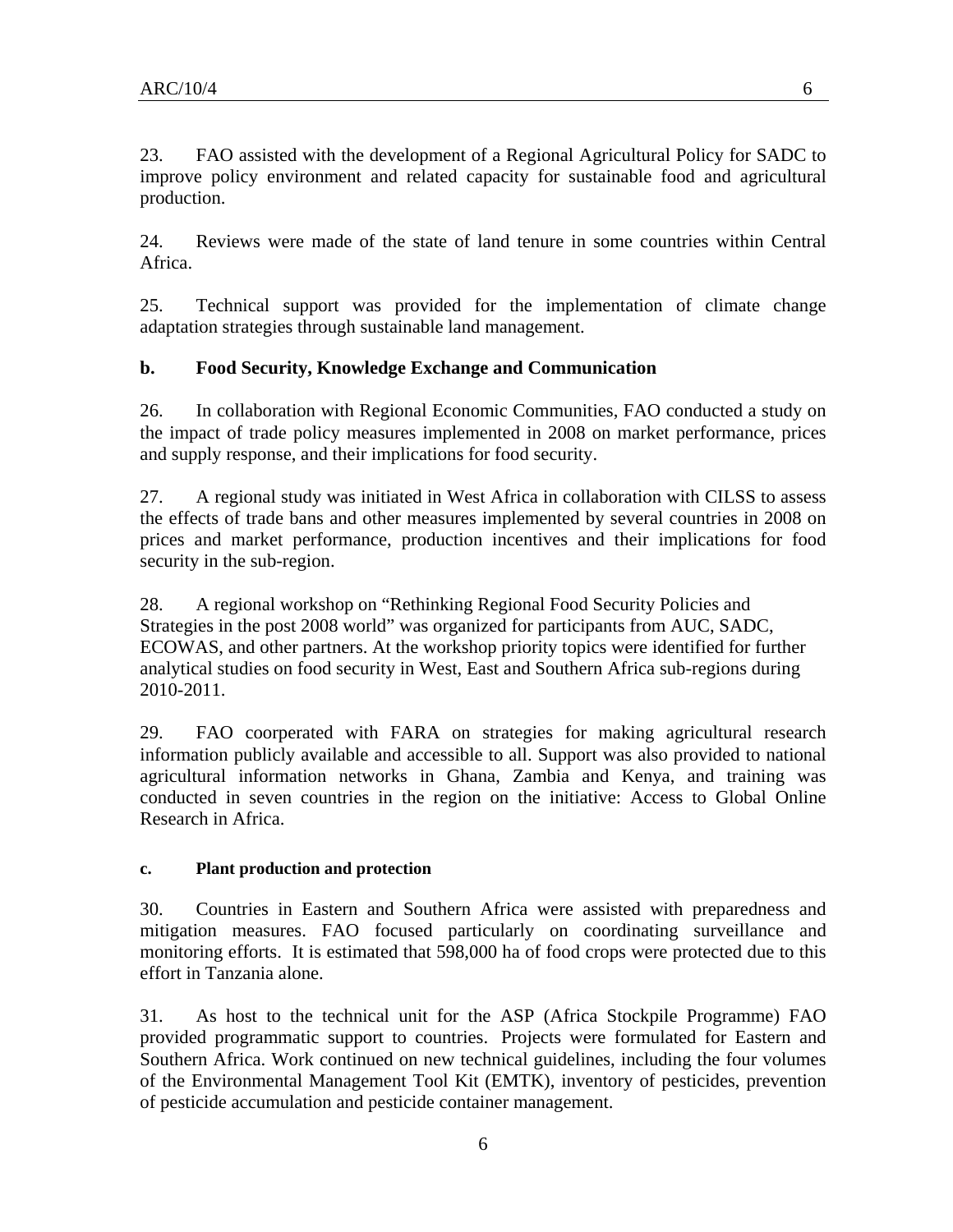23. FAO assisted with the development of a Regional Agricultural Policy for SADC to improve policy environment and related capacity for sustainable food and agricultural production.

24. Reviews were made of the state of land tenure in some countries within Central Africa.

25. Technical support was provided for the implementation of climate change adaptation strategies through sustainable land management.

### b. Food Security, Knowledge Exchange and Communication

26. In collaboration with Regional Economic Communities, FAO conducted a study on the impact of trade policy measures implemented in 2008 on market performance, prices and supply response, and their implications for food security.

27. A regional study was initiated in West Africa in collaboration with CILSS to assess the effects of trade bans and other measures implemented by several countries in 2008 on prices and market performance, production incentives and their implications for food security in the sub-region.

28. A regional workshop on "Rethinking Regional Food Security Policies and Strategies in the post 2008 world" was organized for participants from AUC, SADC, ECOWAS, and other partners. At the workshop priority topics were identified for further analytical studies on food security in West, East and Southern Africa sub-regions during 2010-2011.

29. FAO coorperated with FARA on strategies for making agricultural research information publicly available and accessible to all. Support was also provided to national agricultural information networks in Ghana, Zambia and Kenya, and training was conducted in seven countries in the region on the initiative: Access to Global Online Research in Africa.

#### c. Plant production and protection

30. Countries in Eastern and Southern Africa were assisted with preparedness and mitigation measures. FAO focused particularly on coordinating surveillance and monitoring efforts. It is estimated that 598,000 ha of food crops were protected due to this effort in Tanzania alone.

31. As host to the technical unit for the ASP (Africa Stockpile Programme) FAO provided programmatic support to countries. Projects were formulated for Eastern and Southern Africa. Work continued on new technical guidelines, including the four volumes of the Environmental Management Tool Kit (EMTK), inventory of pesticides, prevention of pesticide accumulation and pesticide container management.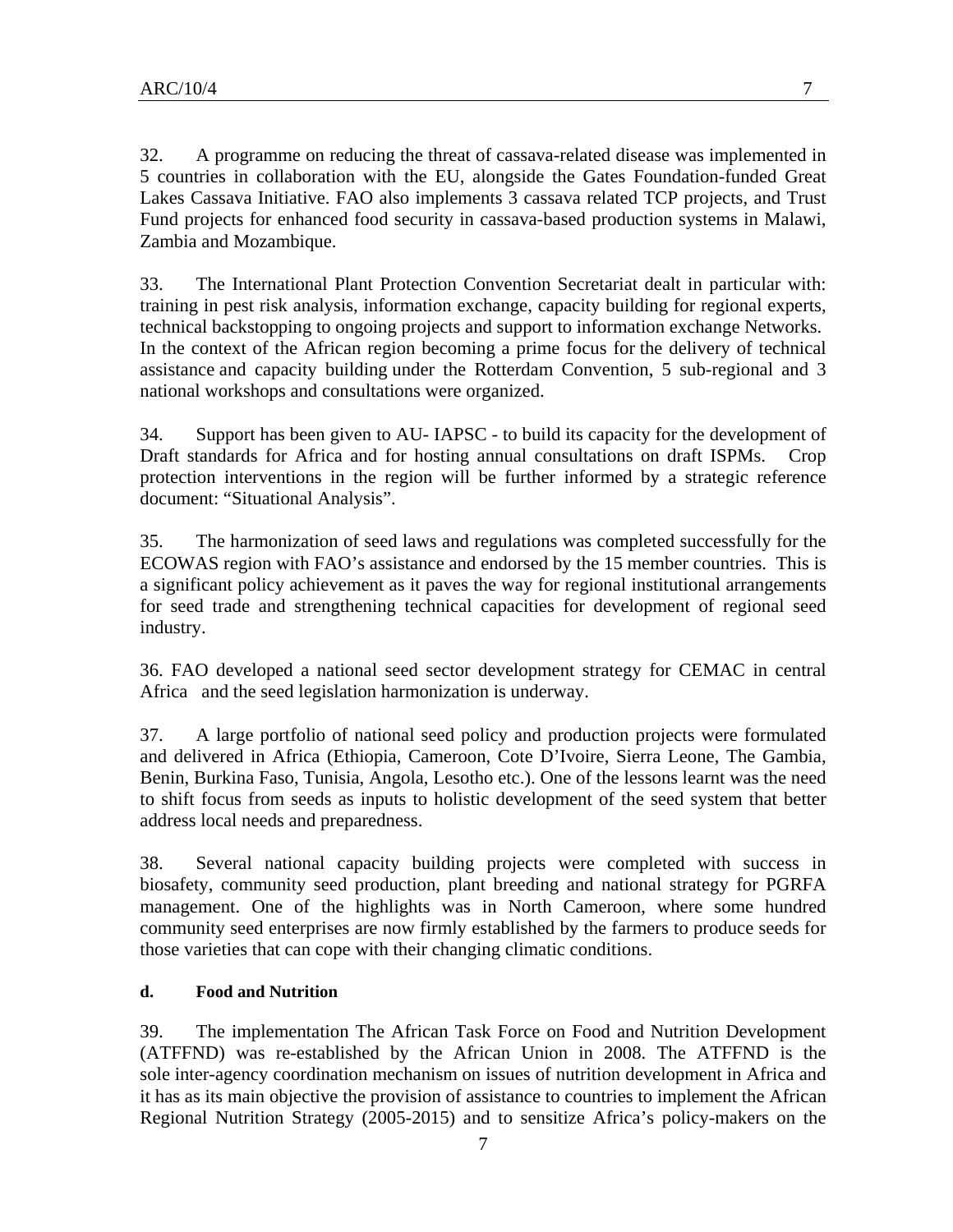32. A programme on reducing the threat of cassava-related disease was implemented in 5 countries in collaboration with the EU, alongside the Gates Foundation-funded Great Lakes Cassava Initiative. FAO also implements 3 cassava related TCP projects, and Trust Fund projects for enhanced food security in cassava-based production systems in Malawi, Zambia and Mozambique.

33. The International Plant Protection Convention Secretariat dealt in particular with: training in pest risk analysis, information exchange, capacity building for regional experts, technical backstopping to ongoing projects and support to information exchange Networks. In the context of the African region becoming a prime focus for the delivery of technical assistance and capacity building under the Rotterdam Convention, 5 sub-regional and 3 national workshops and consultations were organized.

34. Support has been given to AU- IAPSC - to build its capacity for the development of Draft standards for Africa and for hosting annual consultations on draft ISPMs. Crop protection interventions in the region will be further informed by a strategic reference document: "Situational Analysis".

35. The harmonization of seed laws and regulations was completed successfully for the ECOWAS region with FAO's assistance and endorsed by the 15 member countries. This is a significant policy achievement as it paves the way for regional institutional arrangements for seed trade and strengthening technical capacities for development of regional seed industry.

36. FAO developed a national seed sector development strategy for CEMAC in central Africa and the seed legislation harmonization is underway.

37. A large portfolio of national seed policy and production projects were formulated and delivered in Africa (Ethiopia, Cameroon, Cote D'Ivoire, Sierra Leone, The Gambia, Benin, Burkina Faso, Tunisia, Angola, Lesotho etc.). One of the lessons learnt was the need to shift focus from seeds as inputs to holistic development of the seed system that better address local needs and preparedness.

38. Several national capacity building projects were completed with success in biosafety, community seed production, plant breeding and national strategy for PGRFA management. One of the highlights was in North Cameroon, where some hundred community seed enterprises are now firmly established by the farmers to produce seeds for those varieties that can cope with their changing climatic conditions.

**d. Food and Nutrition**

39. The implementation The African Task Force on Food and Nutrition Development (ATFFND) was re-established by the African Union in 2008. The ATFFND is the sole inter-agency coordination mechanism on issues of nutrition development in Africa and it has as its main objective the provision of assistance to countries to implement the African Regional Nutrition Strategy (2005-2015) and to sensitize Africa's policy-makers on the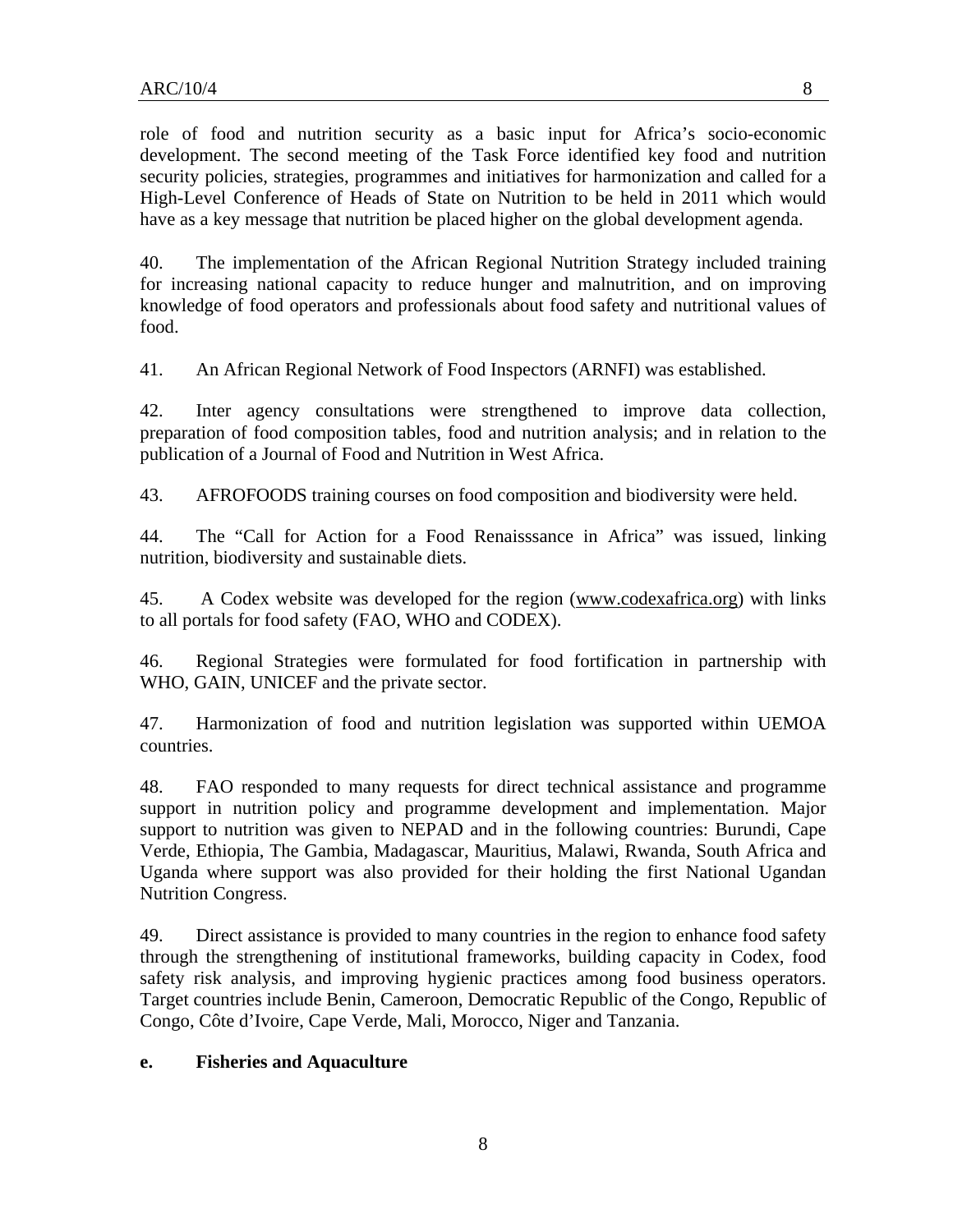role of food and nutrition security as a basic input for Africa's socio-economic development. The second meeting of the Task Force identified key food and nutrition security policies, strategies, programmes and initiatives for harmonization and called for a High-Level Conference of Heads of State on Nutrition to be held in 2011 which would have as a key message that nutrition be placed higher on the global development agenda.

40. The implementation of the African Regional Nutrition Strategy included training for increasing national capacity to reduce hunger and malnutrition, and on improving knowledge of food operators and professionals about food safety and nutritional values of food.

41. An African Regional Network of Food Inspectors (ARNFI) was established.

42. Inter agency consultations were strengthened to improve data collection, preparation of food composition tables, food and nutrition analysis; and in relation to the publication of a Journal of Food and Nutrition in West Africa.

43. AFROFOODS training courses on food composition and biodiversity were held.

44. The "Call for Action for a Food Renaisssance in Africa" was issued, linking nutrition, biodiversity and sustainable diets.

45. A Codex website was developed for the region (www.codexafrica.org) with links to all portals for food safety (FAO, WHO and CODEX).

46. Regional Strategies were formulated for food fortification in partnership with WHO, GAIN, UNICEF and the private sector.

47. Harmonization of food and nutrition legislation was supported within UEMOA countries.

48. FAO responded to many requests for direct technical assistance and programme support in nutrition policy and programme development and implementation. Major support to nutrition was given to NEPAD and in the following countries: Burundi, Cape Verde, Ethiopia, The Gambia, Madagascar, Mauritius, Malawi, Rwanda, South Africa and Uganda where support was also provided for their holding the first National Ugandan Nutrition Congress.

49. Direct assistance is provided to many countries in the region to enhance food safety through the strengthening of institutional frameworks, building capacity in Codex, food safety risk analysis, and improving hygienic practices among food business operators. Target countries include Benin, Cameroon, Democratic Republic of the Congo, Republic of Congo, Côte d'Ivoire, Cape Verde, Mali, Morocco, Niger and Tanzania.

### e. Fisheries and Aquaculture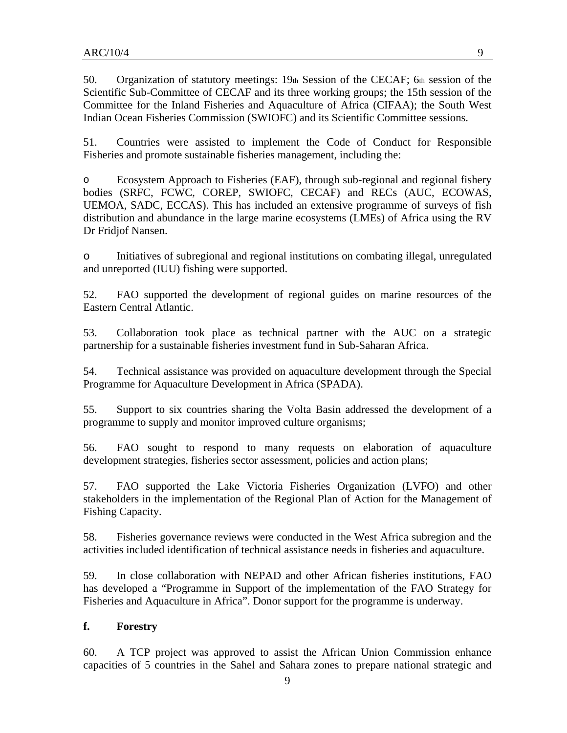50. Organization of statutory meetings: 19th Session of the CECAF; 6th session of the Scientific Sub-Committee of CECAF and its three working groups; the 15th session of the Committee for the Inland Fisheries and Aquaculture of Africa (CIFAA); the South West Indian Ocean Fisheries Commission (SWIOFC) and its Scientific Committee sessions.

51. Countries were assisted to implement the Code of Conduct for Responsible Fisheries and promote sustainable fisheries management, including the:

- Ecosystem Approach to Fisheries (EAF), through sub-regional and regional fishery bodies (SRFC, FCWC, COREP, SWIOFC, CECAF) and RECs (AUC, ECOWAS, UEMOA, SADC, ECCAS). This has included an extensive programme of surveys of fish distribution and abundance in the large marine ecosystems (LMEs) of Africa using the RV Dr Fridjof Nansen.

- Initiatives of subregional and regional institutions on combating illegal, unregulated and unreported (IUU) fishing were supported.

52. FAO supported the development of regional guides on marine resources of the Eastern Central Atlantic.

53. Collaboration took place as technical partner with the AUC on a strategic partnership for a sustainable fisheries investment fund in Sub-Saharan Africa.

54. Technical assistance was provided on aquaculture development through the Special Programme for Aquaculture Development in Africa (SPADA).

55. Support to six countries sharing the Volta Basin addressed the development of a programme to supply and monitor improved culture organisms;

56. FAO sought to respond to many requests on elaboration of aquaculture development strategies, fisheries sector assessment, policies and action plans;

57. FAO supported the Lake Victoria Fisheries Organization (LVFO) and other stakeholders in the implementation of the Regional Plan of Action for the Management of Fishing Capacity.

58. Fisheries governance reviews were conducted in the West Africa subregion and the activities included identification of technical assistance needs in fisheries and aquaculture.

59. In close collaboration with NEPAD and other African fisheries institutions, FAO has developed a "Programme in Support of the implementation of the FAO Strategy for Fisheries and Aquaculture in Africa". Donor support for the programme is underway.

**f. Forestry**

60. A TCP project was approved to assist the African Union Commission enhance capacities of 5 countries in the Sahel and Sahara zones to prepare national strategic and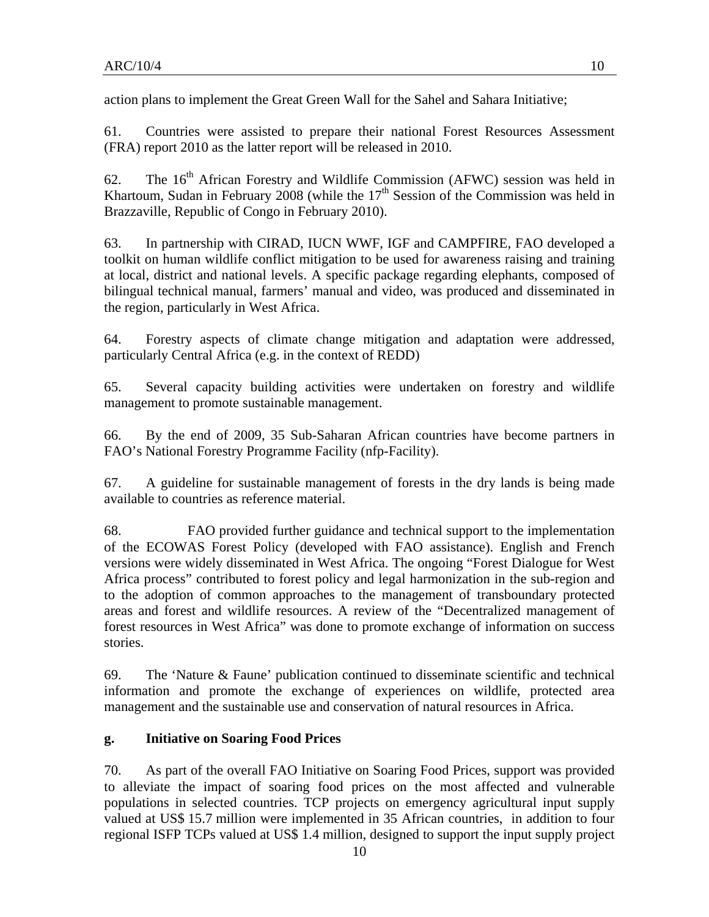action plans to implement the Great Green Wall for the Sahel and Sahara Initiative;

61. Countries were assisted to prepare their national Forest Resources Assessment (FRA) report 2010 as the latter report will be released in 2010.

62. The 16th African Forestry and Wildlife Commission (AFWC) session was held in Khartoum, Sudan in February 2008 (while the 17th Session of the Commission was held in Brazzaville, Republic of Congo in February 2010).

63. In partnership with CIRAD, IUCN WWF, IGF and CAMPFIRE, FAO developed a toolkit on human wildlife conflict mitigation to be used for awareness raising and training at local, district and national levels. A specific package regarding elephants, composed of bilingual technical manual, farmers' manual and video, was produced and disseminated in the region, particularly in West Africa.

64. Forestry aspects of climate change mitigation and adaptation were addressed, particularly Central Africa (e.g. in the context of REDD)

65. Several capacity building activities were undertaken on forestry and wildlife management to promote sustainable management.

66. By the end of 2009, 35 Sub-Saharan African countries have become partners in FAO's National Forestry Programme Facility (nfp-Facility).

67. A guideline for sustainable management of forests in the dry lands is being made available to countries as reference material.

68. FAO provided further guidance and technical support to the implementation of the ECOWAS Forest Policy (developed with FAO assistance). English and French versions were widely disseminated in West Africa. The ongoing "Forest Dialogue for West Africa process" contributed to forest policy and legal harmonization in the sub-region and to the adoption of common approaches to the management of transboundary protected areas and forest and wildlife resources. A review of the "Decentralized management of forest resources in West Africa" was done to promote exchange of information on success stories.

69. The 'Nature & Faune' publication continued to disseminate scientific and technical information and promote the exchange of experiences on wildlife, protected area management and the sustainable use and conservation of natural resources in Africa.

**g. Initiative on Soaring Food Prices**

70. As part of the overall FAO Initiative on Soaring Food Prices, support was provided to alleviate the impact of soaring food prices on the most affected and vulnerable populations in selected countries. TCP projects on emergency agricultural input supply valued at US$ 15.7 million were implemented in 35 African countries, in addition to four regional ISFP TCPs valued at US$ 1.4 million, designed to support the input supply project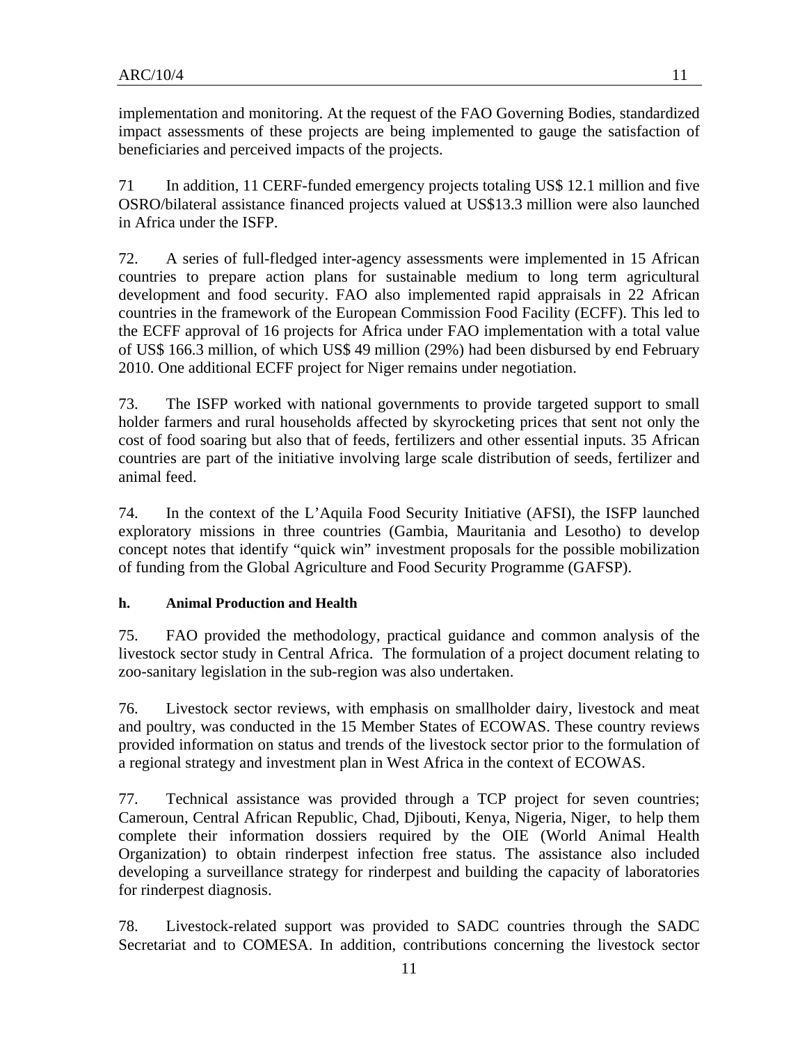implementation and monitoring. At the request of the FAO Governing Bodies, standardized impact assessments of these projects are being implemented to gauge the satisfaction of beneficiaries and perceived impacts of the projects.

71 In addition, 11 CERF-funded emergency projects totaling US$ 12.1 million and five OSRO/bilateral assistance financed projects valued at US$13.3 million were also launched in Africa under the ISFP.

72. A series of full-fledged inter-agency assessments were implemented in 15 African countries to prepare action plans for sustainable medium to long term agricultural development and food security. FAO also implemented rapid appraisals in 22 African countries in the framework of the European Commission Food Facility (ECFF). This led to the ECFF approval of 16 projects for Africa under FAO implementation with a total value of US$ 166.3 million, of which US$ 49 million (29%) had been disbursed by end February 2010. One additional ECFF project for Niger remains under negotiation.

73. The ISFP worked with national governments to provide targeted support to small holder farmers and rural households affected by skyrocketing prices that sent not only the cost of food soaring but also that of feeds, fertilizers and other essential inputs. 35 African countries are part of the initiative involving large scale distribution of seeds, fertilizer and animal feed.

74. In the context of the L'Aquila Food Security Initiative (AFSI), the ISFP launched exploratory missions in three countries (Gambia, Mauritania and Lesotho) to develop concept notes that identify "quick win" investment proposals for the possible mobilization of funding from the Global Agriculture and Food Security Programme (GAFSP).

**h. Animal Production and Health**

75. FAO provided the methodology, practical guidance and common analysis of the livestock sector study in Central Africa. The formulation of a project document relating to zoo-sanitary legislation in the sub-region was also undertaken.

76. Livestock sector reviews, with emphasis on smallholder dairy, livestock and meat and poultry, was conducted in the 15 Member States of ECOWAS. These country reviews provided information on status and trends of the livestock sector prior to the formulation of a regional strategy and investment plan in West Africa in the context of ECOWAS.

77. Technical assistance was provided through a TCP project for seven countries; Cameroun, Central African Republic, Chad, Djibouti, Kenya, Nigeria, Niger, to help them complete their information dossiers required by the OIE (World Animal Health Organization) to obtain rinderpest infection free status. The assistance also included developing a surveillance strategy for rinderpest and building the capacity of laboratories for rinderpest diagnosis.

78. Livestock-related support was provided to SADC countries through the SADC Secretariat and to COMESA. In addition, contributions concerning the livestock sector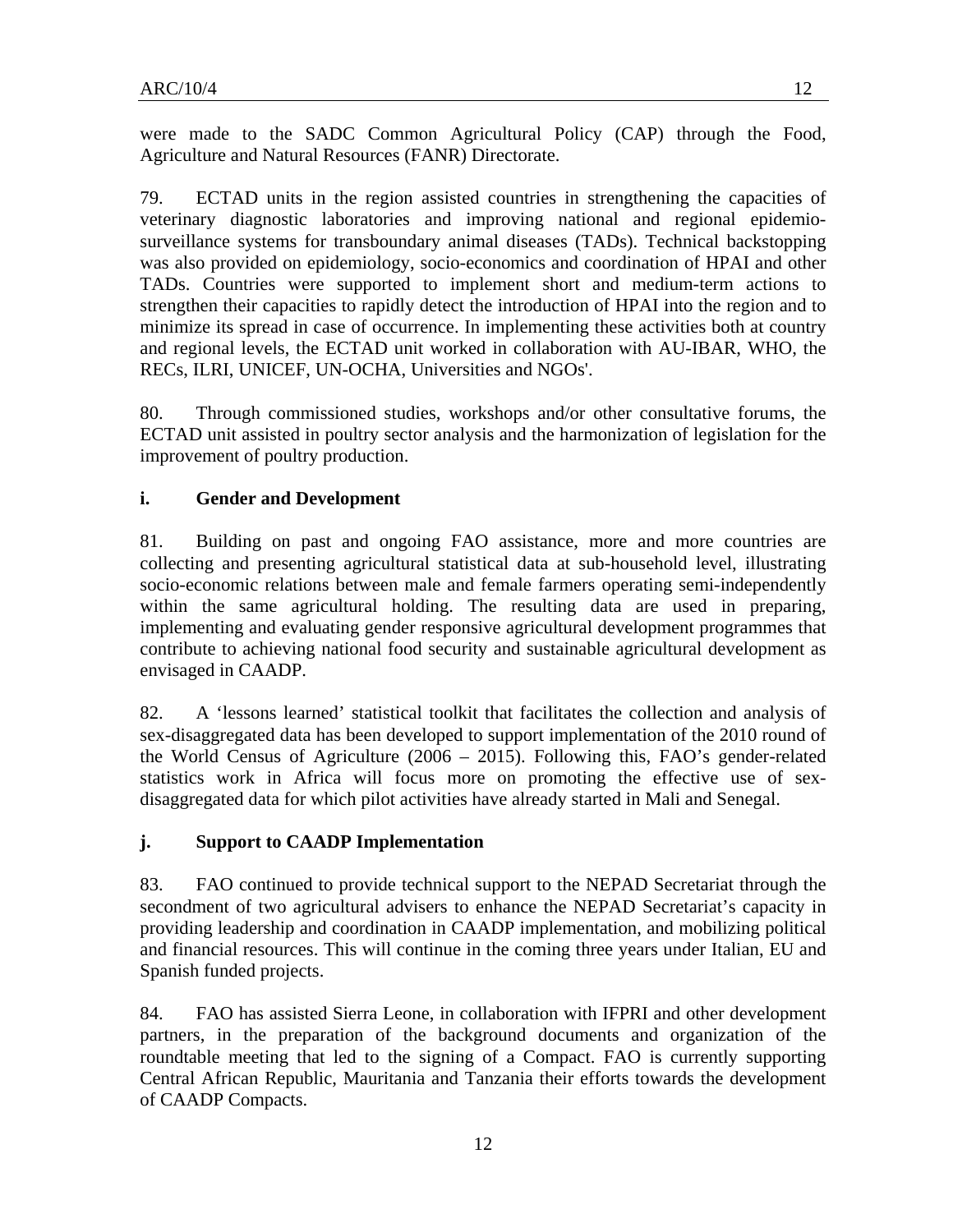were made to the SADC Common Agricultural Policy (CAP) through the Food, Agriculture and Natural Resources (FANR) Directorate.

79. ECTAD units in the region assisted countries in strengthening the capacities of veterinary diagnostic laboratories and improving national and regional epidemio-surveillance systems for transboundary animal diseases (TADs). Technical backstopping was also provided on epidemiology, socio-economics and coordination of HPAI and other TADs. Countries were supported to implement short and medium-term actions to strengthen their capacities to rapidly detect the introduction of HPAI into the region and to minimize its spread in case of occurrence. In implementing these activities both at country and regional levels, the ECTAD unit worked in collaboration with AU-IBAR, WHO, the RECs, ILRI, UNICEF, UN-OCHA, Universities and NGOs'.

80. Through commissioned studies, workshops and/or other consultative forums, the ECTAD unit assisted in poultry sector analysis and the harmonization of legislation for the improvement of poultry production.

### i. Gender and Development

81. Building on past and ongoing FAO assistance, more and more countries are collecting and presenting agricultural statistical data at sub-household level, illustrating socio-economic relations between male and female farmers operating semi-independently within the same agricultural holding. The resulting data are used in preparing, implementing and evaluating gender responsive agricultural development programmes that contribute to achieving national food security and sustainable agricultural development as envisaged in CAADP.

82. A 'lessons learned' statistical toolkit that facilitates the collection and analysis of sex-disaggregated data has been developed to support implementation of the 2010 round of the World Census of Agriculture (2006 – 2015). Following this, FAO's gender-related statistics work in Africa will focus more on promoting the effective use of sex-disaggregated data for which pilot activities have already started in Mali and Senegal.

### j. Support to CAADP Implementation

83. FAO continued to provide technical support to the NEPAD Secretariat through the secondment of two agricultural advisers to enhance the NEPAD Secretariat's capacity in providing leadership and coordination in CAADP implementation, and mobilizing political and financial resources. This will continue in the coming three years under Italian, EU and Spanish funded projects.

84. FAO has assisted Sierra Leone, in collaboration with IFPRI and other development partners, in the preparation of the background documents and organization of the roundtable meeting that led to the signing of a Compact. FAO is currently supporting Central African Republic, Mauritania and Tanzania their efforts towards the development of CAADP Compacts.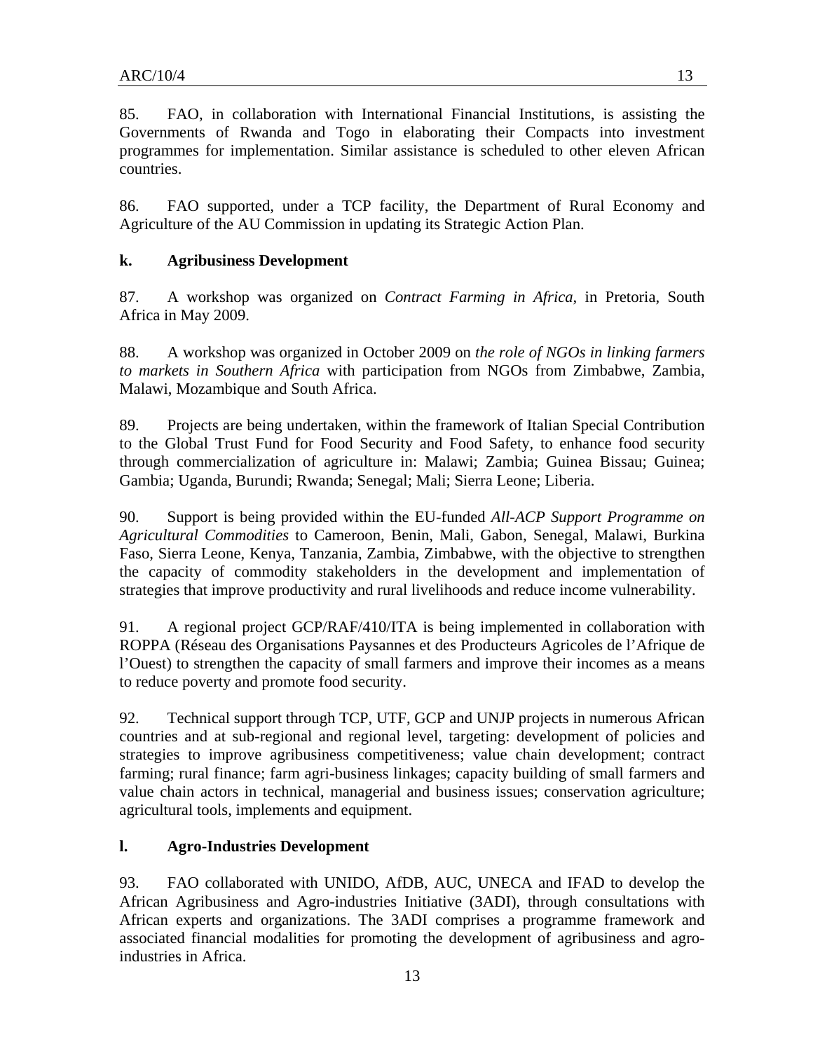85. FAO, in collaboration with International Financial Institutions, is assisting the Governments of Rwanda and Togo in elaborating their Compacts into investment programmes for implementation. Similar assistance is scheduled to other eleven African countries.

86. FAO supported, under a TCP facility, the Department of Rural Economy and Agriculture of the AU Commission in updating its Strategic Action Plan.

**k. Agribusiness Development**

87. A workshop was organized on *Contract Farming in Africa*, in Pretoria, South Africa in May 2009.

88. A workshop was organized in October 2009 on *the role of NGOs in linking farmers to markets in Southern Africa* with participation from NGOs from Zimbabwe, Zambia, Malawi, Mozambique and South Africa.

89. Projects are being undertaken, within the framework of Italian Special Contribution to the Global Trust Fund for Food Security and Food Safety, to enhance food security through commercialization of agriculture in: Malawi; Zambia; Guinea Bissau; Guinea; Gambia; Uganda, Burundi; Rwanda; Senegal; Mali; Sierra Leone; Liberia.

90. Support is being provided within the EU-funded *All-ACP Support Programme on Agricultural Commodities* to Cameroon, Benin, Mali, Gabon, Senegal, Malawi, Burkina Faso, Sierra Leone, Kenya, Tanzania, Zambia, Zimbabwe, with the objective to strengthen the capacity of commodity stakeholders in the development and implementation of strategies that improve productivity and rural livelihoods and reduce income vulnerability.

91. A regional project GCP/RAF/410/ITA is being implemented in collaboration with ROPPA (Réseau des Organisations Paysannes et des Producteurs Agricoles de l'Afrique de l'Ouest) to strengthen the capacity of small farmers and improve their incomes as a means to reduce poverty and promote food security.

92. Technical support through TCP, UTF, GCP and UNJP projects in numerous African countries and at sub-regional and regional level, targeting: development of policies and strategies to improve agribusiness competitiveness; value chain development; contract farming; rural finance; farm agri-business linkages; capacity building of small farmers and value chain actors in technical, managerial and business issues; conservation agriculture; agricultural tools, implements and equipment.

**l. Agro-Industries Development**

93. FAO collaborated with UNIDO, AfDB, AUC, UNECA and IFAD to develop the African Agribusiness and Agro-industries Initiative (3ADI), through consultations with African experts and organizations. The 3ADI comprises a programme framework and associated financial modalities for promoting the development of agribusiness and agro-industries in Africa.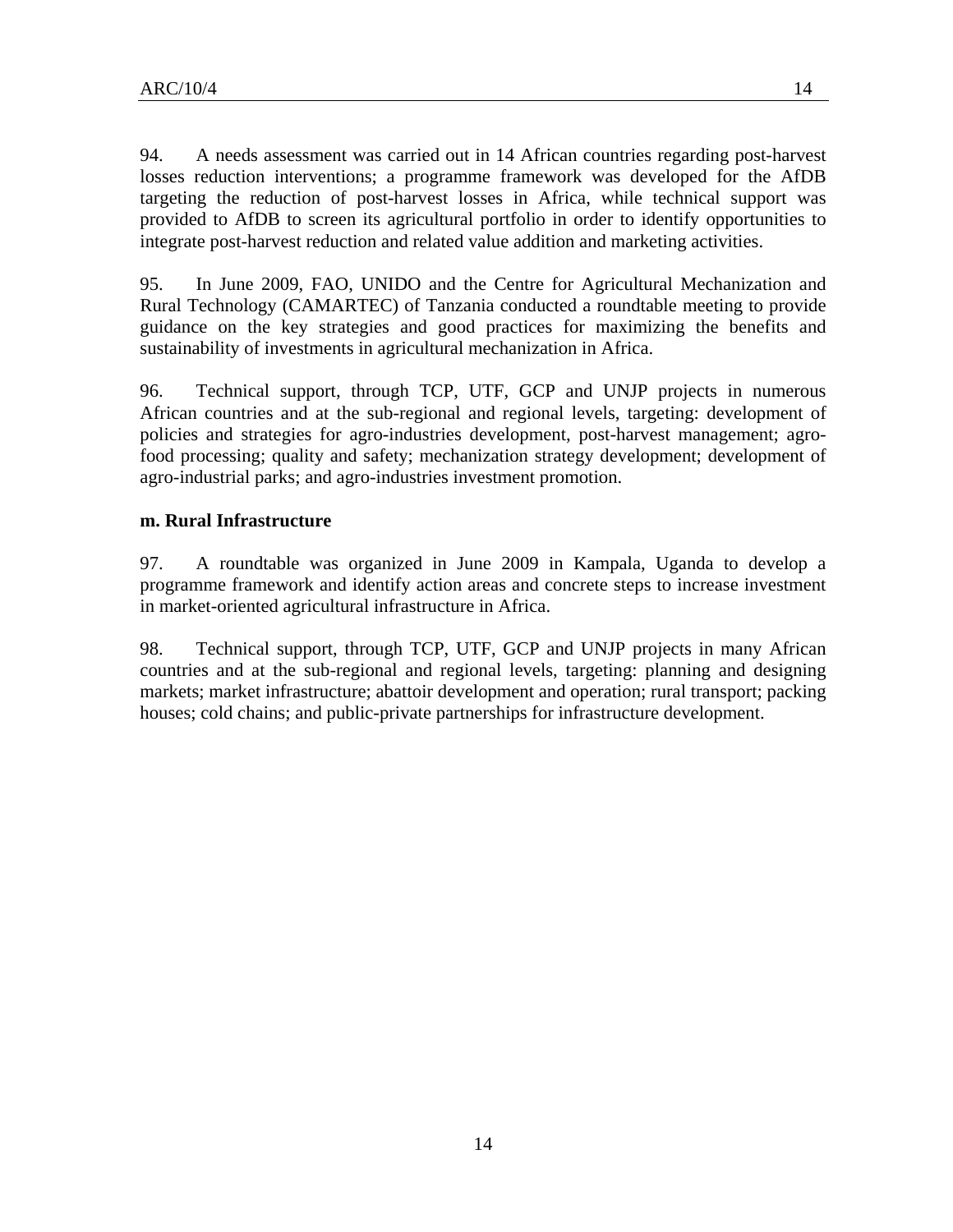94. A needs assessment was carried out in 14 African countries regarding post-harvest losses reduction interventions; a programme framework was developed for the AfDB targeting the reduction of post-harvest losses in Africa, while technical support was provided to AfDB to screen its agricultural portfolio in order to identify opportunities to integrate post-harvest reduction and related value addition and marketing activities.

95. In June 2009, FAO, UNIDO and the Centre for Agricultural Mechanization and Rural Technology (CAMARTEC) of Tanzania conducted a roundtable meeting to provide guidance on the key strategies and good practices for maximizing the benefits and sustainability of investments in agricultural mechanization in Africa.

96. Technical support, through TCP, UTF, GCP and UNJP projects in numerous African countries and at the sub-regional and regional levels, targeting: development of policies and strategies for agro-industries development, post-harvest management; agro-food processing; quality and safety; mechanization strategy development; development of agro-industrial parks; and agro-industries investment promotion.

**m. Rural Infrastructure**

97. A roundtable was organized in June 2009 in Kampala, Uganda to develop a programme framework and identify action areas and concrete steps to increase investment in market-oriented agricultural infrastructure in Africa.

98. Technical support, through TCP, UTF, GCP and UNJP projects in many African countries and at the sub-regional and regional levels, targeting: planning and designing markets; market infrastructure; abattoir development and operation; rural transport; packing houses; cold chains; and public-private partnerships for infrastructure development.